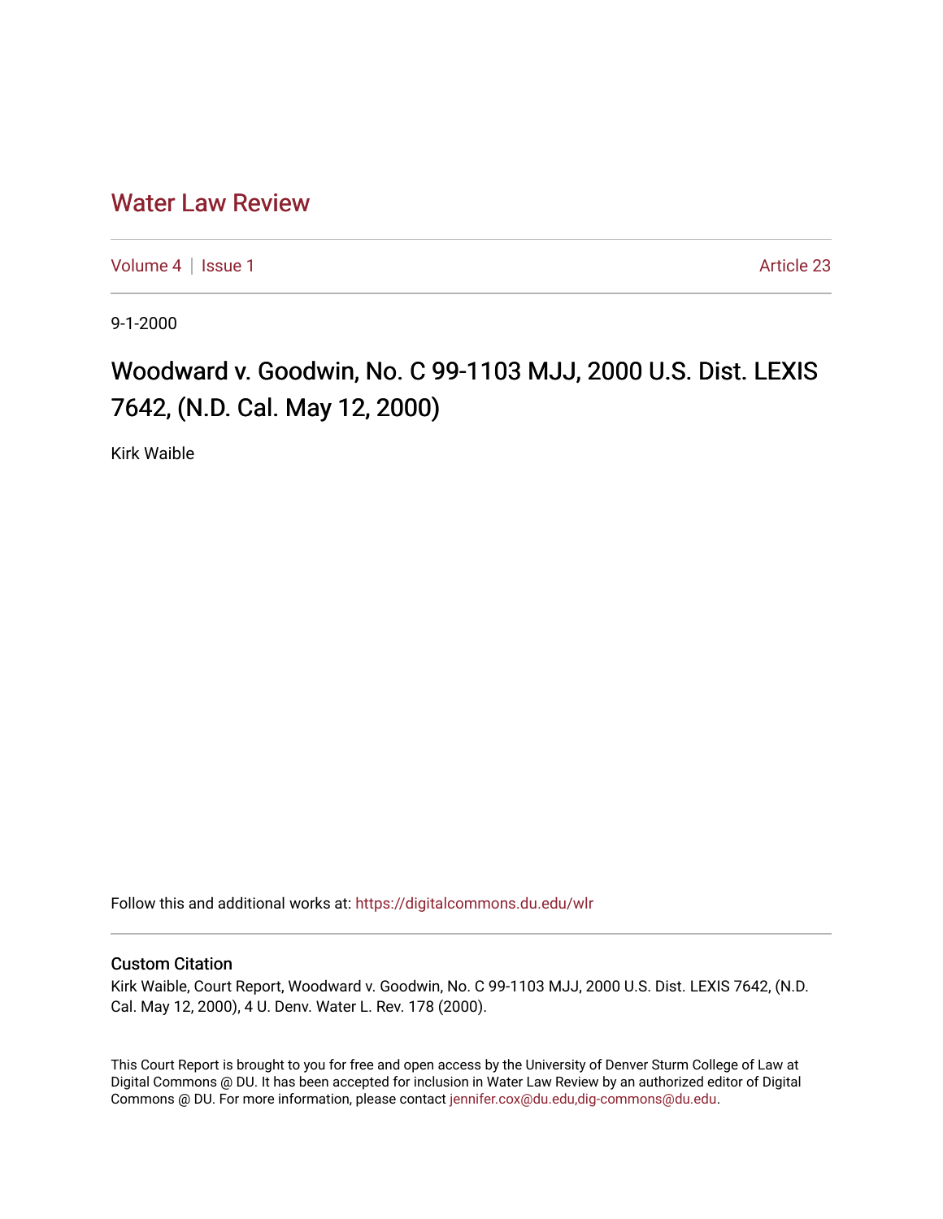# Water Law Review

Volume 4 | Issue 1 — Article 23

9-1-2000

## Woodward v. Goodwin, No. C 99-1103 MJJ, 2000 U.S. Dist. LEXIS 7642, (N.D. Cal. May 12, 2000)

Kirk Waible

Follow this and additional works at: https://digitalcommons.du.edu/wlr

### Custom Citation

Kirk Waible, Court Report, Woodward v. Goodwin, No. C 99-1103 MJJ, 2000 U.S. Dist. LEXIS 7642, (N.D. Cal. May 12, 2000), 4 U. Denv. Water L. Rev. 178 (2000).

This Court Report is brought to you for free and open access by the University of Denver Sturm College of Law at Digital Commons @ DU. It has been accepted for inclusion in Water Law Review by an authorized editor of Digital Commons @ DU. For more information, please contact jennifer.cox@du.edu,dig-commons@du.edu.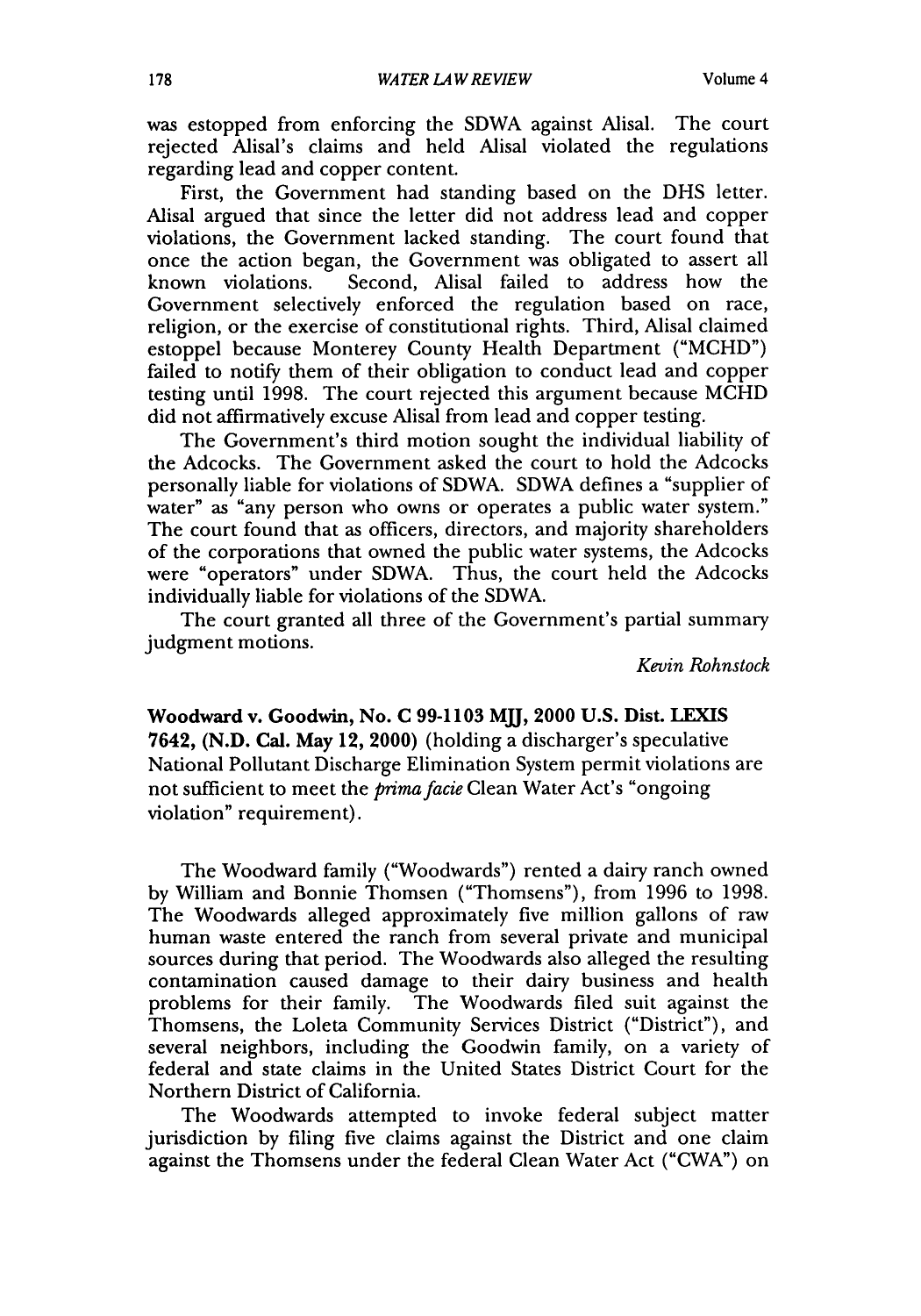was estopped from enforcing the SDWA against Alisal. The court rejected Alisal's claims and held Alisal violated the regulations regarding lead and copper content.

First, the Government had standing based on the DHS letter. Alisal argued that since the letter did not address lead and copper violations, the Government lacked standing. The court found that once the action began, the Government was obligated to assert all known violations. Second, Alisal failed to address how the Government selectively enforced the regulation based on race, religion, or the exercise of constitutional rights. Third, Alisal claimed estoppel because Monterey County Health Department ("MCHD") failed to notify them of their obligation to conduct lead and copper testing until 1998. The court rejected this argument because MCHD did not affirmatively excuse Alisal from lead and copper testing.

The Government's third motion sought the individual liability of the Adcocks. The Government asked the court to hold the Adcocks personally liable for violations of SDWA. SDWA defines a "supplier of water" as "any person who owns or operates a public water system." The court found that as officers, directors, and majority shareholders of the corporations that owned the public water systems, the Adcocks were "operators" under SDWA. Thus, the court held the Adcocks individually liable for violations of the SDWA.

The court granted all three of the Government's partial summary judgment motions.

*Kevin Rohnstock*

**Woodward v. Goodwin, No. C 99-1103 MJJ, 2000 U.S. Dist. LEXIS 7642, (N.D. Cal. May 12, 2000)** (holding a discharger's speculative National Pollutant Discharge Elimination System permit violations are not sufficient to meet the *prima facie* Clean Water Act's "ongoing violation" requirement).

The Woodward family ("Woodwards") rented a dairy ranch owned by William and Bonnie Thomsen ("Thomsens"), from 1996 to 1998. The Woodwards alleged approximately five million gallons of raw human waste entered the ranch from several private and municipal sources during that period. The Woodwards also alleged the resulting contamination caused damage to their dairy business and health problems for their family. The Woodwards filed suit against the Thomsens, the Loleta Community Services District ("District"), and several neighbors, including the Goodwin family, on a variety of federal and state claims in the United States District Court for the Northern District of California.

The Woodwards attempted to invoke federal subject matter jurisdiction by filing five claims against the District and one claim against the Thomsens under the federal Clean Water Act ("CWA") on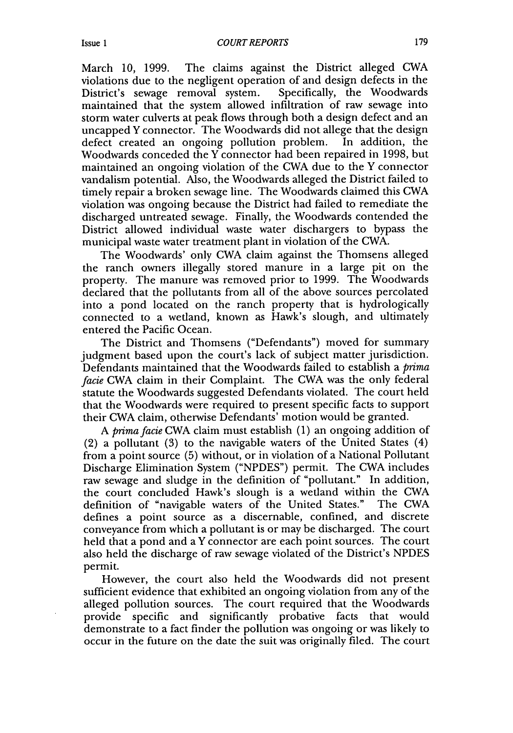March 10, 1999. The claims against the District alleged CWA violations due to the negligent operation of and design defects in the District's sewage removal system. Specifically, the Woodwards maintained that the system allowed infiltration of raw sewage into storm water culverts at peak flows through both a design defect and an uncapped Y connector. The Woodwards did not allege that the design defect created an ongoing pollution problem. In addition, the Woodwards conceded the Y connector had been repaired in 1998, but maintained an ongoing violation of the CWA due to the Y connector vandalism potential. Also, the Woodwards alleged the District failed to timely repair a broken sewage line. The Woodwards claimed this CWA violation was ongoing because the District had failed to remediate the discharged untreated sewage. Finally, the Woodwards contended the District allowed individual waste water dischargers to bypass the municipal waste water treatment plant in violation of the CWA.

The Woodwards' only CWA claim against the Thomsens alleged the ranch owners illegally stored manure in a large pit on the property. The manure was removed prior to 1999. The Woodwards declared that the pollutants from all of the above sources percolated into a pond located on the ranch property that is hydrologically connected to a wetland, known as Hawk's slough, and ultimately entered the Pacific Ocean.

The District and Thomsens ("Defendants") moved for summary judgment based upon the court's lack of subject matter jurisdiction. Defendants maintained that the Woodwards failed to establish a *prima facie* CWA claim in their Complaint. The CWA was the only federal statute the Woodwards suggested Defendants violated. The court held that the Woodwards were required to present specific facts to support their CWA claim, otherwise Defendants' motion would be granted.

A *prima facie* CWA claim must establish (1) an ongoing addition of (2) a pollutant (3) to the navigable waters of the United States (4) from a point source (5) without, or in violation of a National Pollutant Discharge Elimination System ("NPDES") permit. The CWA includes raw sewage and sludge in the definition of "pollutant." In addition, the court concluded Hawk's slough is a wetland within the CWA definition of "navigable waters of the United States." The CWA defines a point source as a discernable, confined, and discrete conveyance from which a pollutant is or may be discharged. The court held that a pond and a Y connector are each point sources. The court also held the discharge of raw sewage violated of the District's NPDES permit.

However, the court also held the Woodwards did not present sufficient evidence that exhibited an ongoing violation from any of the alleged pollution sources. The court required that the Woodwards provide specific and significantly probative facts that would demonstrate to a fact finder the pollution was ongoing or was likely to occur in the future on the date the suit was originally filed. The court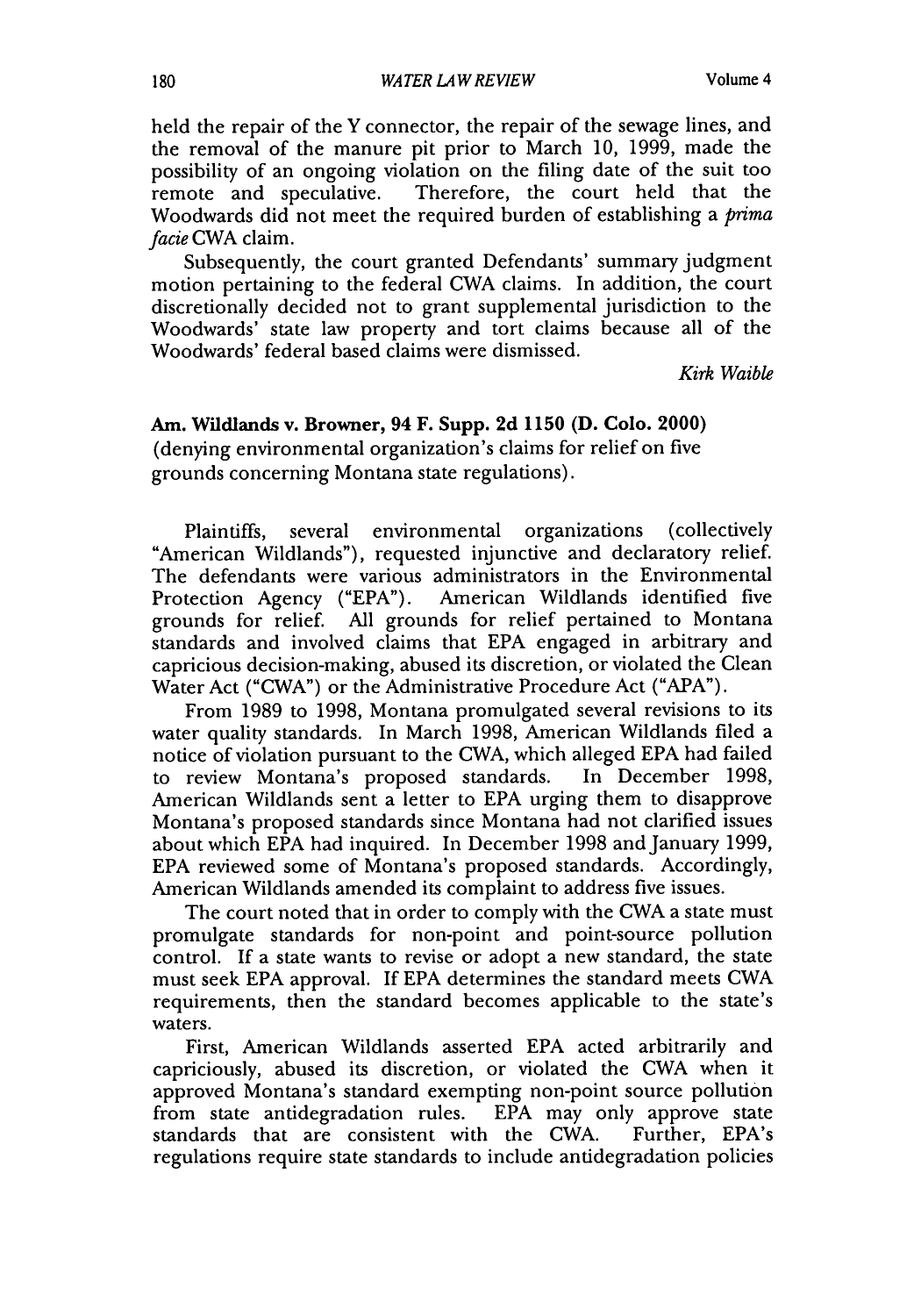held the repair of the Y connector, the repair of the sewage lines, and the removal of the manure pit prior to March 10, 1999, made the possibility of an ongoing violation on the filing date of the suit too remote and speculative. Therefore, the court held that the Woodwards did not meet the required burden of establishing a *prima facie* CWA claim.

Subsequently, the court granted Defendants' summary judgment motion pertaining to the federal CWA claims. In addition, the court discretionally decided not to grant supplemental jurisdiction to the Woodwards' state law property and tort claims because all of the Woodwards' federal based claims were dismissed.

*Kirk Waible*

**Am. Wildlands v. Browner, 94 F. Supp. 2d 1150 (D. Colo. 2000)** (denying environmental organization's claims for relief on five grounds concerning Montana state regulations).

Plaintiffs, several environmental organizations (collectively "American Wildlands"), requested injunctive and declaratory relief. The defendants were various administrators in the Environmental Protection Agency ("EPA"). American Wildlands identified five grounds for relief. All grounds for relief pertained to Montana standards and involved claims that EPA engaged in arbitrary and capricious decision-making, abused its discretion, or violated the Clean Water Act ("CWA") or the Administrative Procedure Act ("APA").

From 1989 to 1998, Montana promulgated several revisions to its water quality standards. In March 1998, American Wildlands filed a notice of violation pursuant to the CWA, which alleged EPA had failed to review Montana's proposed standards. In December 1998, American Wildlands sent a letter to EPA urging them to disapprove Montana's proposed standards since Montana had not clarified issues about which EPA had inquired. In December 1998 and January 1999, EPA reviewed some of Montana's proposed standards. Accordingly, American Wildlands amended its complaint to address five issues.

The court noted that in order to comply with the CWA a state must promulgate standards for non-point and point-source pollution control. If a state wants to revise or adopt a new standard, the state must seek EPA approval. If EPA determines the standard meets CWA requirements, then the standard becomes applicable to the state's waters.

First, American Wildlands asserted EPA acted arbitrarily and capriciously, abused its discretion, or violated the CWA when it approved Montana's standard exempting non-point source pollution from state antidegradation rules. EPA may only approve state standards that are consistent with the CWA. Further, EPA's regulations require state standards to include antidegradation policies